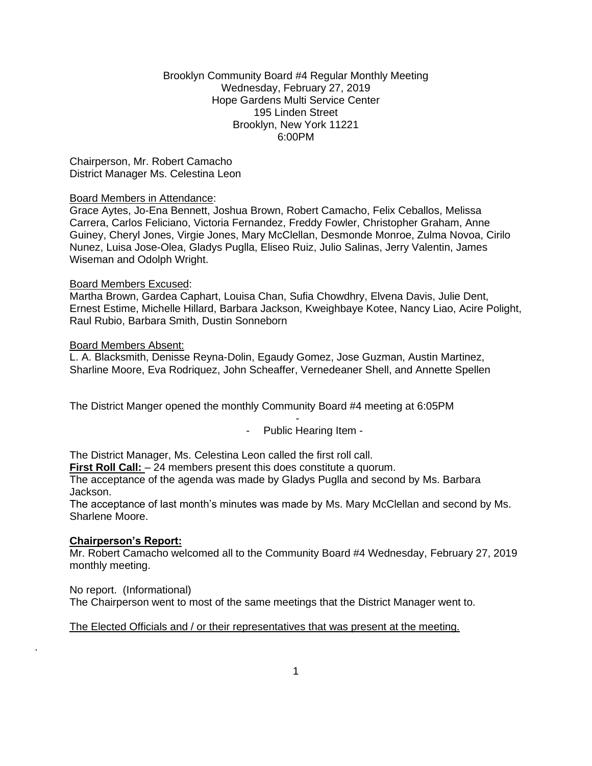Brooklyn Community Board #4 Regular Monthly Meeting
Wednesday, February 27, 2019
Hope Gardens Multi Service Center
195 Linden Street
Brooklyn, New York 11221
6:00PM

Chairperson, Mr. Robert Camacho
District Manager Ms. Celestina Leon

Board Members in Attendance:
Grace Aytes, Jo-Ena Bennett, Joshua Brown, Robert Camacho, Felix Ceballos, Melissa Carrera, Carlos Feliciano, Victoria Fernandez, Freddy Fowler, Christopher Graham, Anne Guiney, Cheryl Jones, Virgie Jones, Mary McClellan, Desmonde Monroe, Zulma Novoa, Cirilo Nunez, Luisa Jose-Olea, Gladys Puglla, Eliseo Ruiz, Julio Salinas, Jerry Valentin, James Wiseman and Odolph Wright.

Board Members Excused:
Martha Brown, Gardea Caphart, Louisa Chan, Sufia Chowdhry, Elvena Davis, Julie Dent, Ernest Estime, Michelle Hillard, Barbara Jackson, Kweighbaye Kotee, Nancy Liao, Acire Polight, Raul Rubio, Barbara Smith, Dustin Sonneborn

Board Members Absent:
L. A. Blacksmith, Denisse Reyna-Dolin, Egaudy Gomez, Jose Guzman, Austin Martinez, Sharline Moore, Eva Rodriquez, John Scheaffer, Vernedeaner Shell, and Annette Spellen

The District Manger opened the monthly Community Board #4 meeting at 6:05PM

- Public Hearing Item -

The District Manager, Ms. Celestina Leon called the first roll call.
**First Roll Call:** – 24 members present this does constitute a quorum.
The acceptance of the agenda was made by Gladys Puglla and second by Ms. Barbara Jackson.
The acceptance of last month's minutes was made by Ms. Mary McClellan and second by Ms. Sharlene Moore.

**Chairperson's Report:**
Mr. Robert Camacho welcomed all to the Community Board #4 Wednesday, February 27, 2019 monthly meeting.

No report. (Informational)
The Chairperson went to most of the same meetings that the District Manager went to.

The Elected Officials and / or their representatives that was present at the meeting.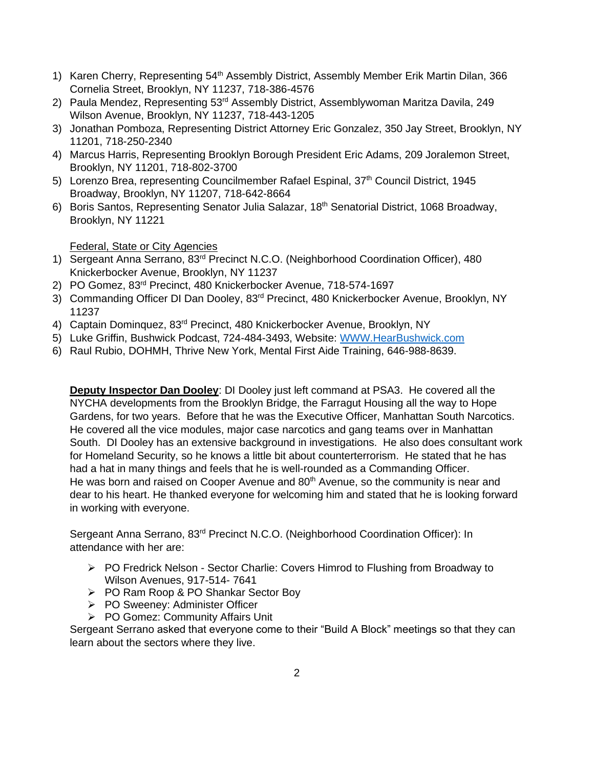1) Karen Cherry, Representing 54th Assembly District, Assembly Member Erik Martin Dilan, 366 Cornelia Street, Brooklyn, NY 11237, 718-386-4576
2) Paula Mendez, Representing 53rd Assembly District, Assemblywoman Maritza Davila, 249 Wilson Avenue, Brooklyn, NY 11237, 718-443-1205
3) Jonathan Pomboza, Representing District Attorney Eric Gonzalez, 350 Jay Street, Brooklyn, NY 11201, 718-250-2340
4) Marcus Harris, Representing Brooklyn Borough President Eric Adams, 209 Joralemon Street, Brooklyn, NY 11201, 718-802-3700
5) Lorenzo Brea, representing Councilmember Rafael Espinal, 37th Council District, 1945 Broadway, Brooklyn, NY 11207, 718-642-8664
6) Boris Santos, Representing Senator Julia Salazar, 18th Senatorial District, 1068 Broadway, Brooklyn, NY 11221

<u>Federal, State or City Agencies</u>

1) Sergeant Anna Serrano, 83rd Precinct N.C.O. (Neighborhood Coordination Officer), 480 Knickerbocker Avenue, Brooklyn, NY 11237
2) PO Gomez, 83rd Precinct, 480 Knickerbocker Avenue, 718-574-1697
3) Commanding Officer DI Dan Dooley, 83rd Precinct, 480 Knickerbocker Avenue, Brooklyn, NY 11237
4) Captain Dominquez, 83rd Precinct, 480 Knickerbocker Avenue, Brooklyn, NY
5) Luke Griffin, Bushwick Podcast, 724-484-3493, Website: [WWW.HearBushwick.com](http://WWW.HearBushwick.com)
6) Raul Rubio, DOHMH, Thrive New York, Mental First Aide Training, 646-988-8639.

**<u>Deputy Inspector Dan Dooley</u>**: DI Dooley just left command at PSA3. He covered all the NYCHA developments from the Brooklyn Bridge, the Farragut Housing all the way to Hope Gardens, for two years. Before that he was the Executive Officer, Manhattan South Narcotics. He covered all the vice modules, major case narcotics and gang teams over in Manhattan South. DI Dooley has an extensive background in investigations. He also does consultant work for Homeland Security, so he knows a little bit about counterterrorism. He stated that he has had a hat in many things and feels that he is well-rounded as a Commanding Officer. He was born and raised on Cooper Avenue and 80th Avenue, so the community is near and dear to his heart. He thanked everyone for welcoming him and stated that he is looking forward in working with everyone.

Sergeant Anna Serrano, 83rd Precinct N.C.O. (Neighborhood Coordination Officer): In attendance with her are:

- PO Fredrick Nelson - Sector Charlie: Covers Himrod to Flushing from Broadway to Wilson Avenues, 917-514- 7641
- PO Ram Roop & PO Shankar Sector Boy
- PO Sweeney: Administer Officer
- PO Gomez: Community Affairs Unit

Sergeant Serrano asked that everyone come to their "Build A Block" meetings so that they can learn about the sectors where they live.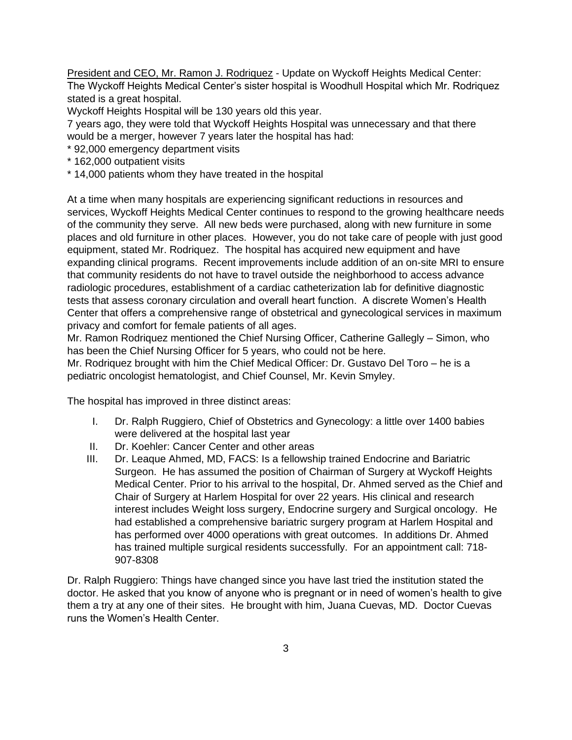<u>President and CEO, Mr. Ramon J. Rodriquez</u> - Update on Wyckoff Heights Medical Center:
The Wyckoff Heights Medical Center's sister hospital is Woodhull Hospital which Mr. Rodriquez stated is a great hospital.
Wyckoff Heights Hospital will be 130 years old this year.
7 years ago, they were told that Wyckoff Heights Hospital was unnecessary and that there would be a merger, however 7 years later the hospital has had:
* 92,000 emergency department visits
* 162,000 outpatient visits
* 14,000 patients whom they have treated in the hospital

At a time when many hospitals are experiencing significant reductions in resources and services, Wyckoff Heights Medical Center continues to respond to the growing healthcare needs of the community they serve. All new beds were purchased, along with new furniture in some places and old furniture in other places. However, you do not take care of people with just good equipment, stated Mr. Rodriquez. The hospital has acquired new equipment and have expanding clinical programs. Recent improvements include addition of an on-site MRI to ensure that community residents do not have to travel outside the neighborhood to access advance radiologic procedures, establishment of a cardiac catheterization lab for definitive diagnostic tests that assess coronary circulation and overall heart function. A discrete Women's Health Center that offers a comprehensive range of obstetrical and gynecological services in maximum privacy and comfort for female patients of all ages.
Mr. Ramon Rodriquez mentioned the Chief Nursing Officer, Catherine Gallegly – Simon, who has been the Chief Nursing Officer for 5 years, who could not be here.
Mr. Rodriquez brought with him the Chief Medical Officer: Dr. Gustavo Del Toro – he is a pediatric oncologist hematologist, and Chief Counsel, Mr. Kevin Smyley.

The hospital has improved in three distinct areas:

I. Dr. Ralph Ruggiero, Chief of Obstetrics and Gynecology: a little over 1400 babies were delivered at the hospital last year
II. Dr. Koehler: Cancer Center and other areas
III. Dr. Leaque Ahmed, MD, FACS: Is a fellowship trained Endocrine and Bariatric Surgeon. He has assumed the position of Chairman of Surgery at Wyckoff Heights Medical Center. Prior to his arrival to the hospital, Dr. Ahmed served as the Chief and Chair of Surgery at Harlem Hospital for over 22 years. His clinical and research interest includes Weight loss surgery, Endocrine surgery and Surgical oncology. He had established a comprehensive bariatric surgery program at Harlem Hospital and has performed over 4000 operations with great outcomes. In additions Dr. Ahmed has trained multiple surgical residents successfully. For an appointment call: 718-907-8308

Dr. Ralph Ruggiero: Things have changed since you have last tried the institution stated the doctor. He asked that you know of anyone who is pregnant or in need of women's health to give them a try at any one of their sites. He brought with him, Juana Cuevas, MD. Doctor Cuevas runs the Women's Health Center.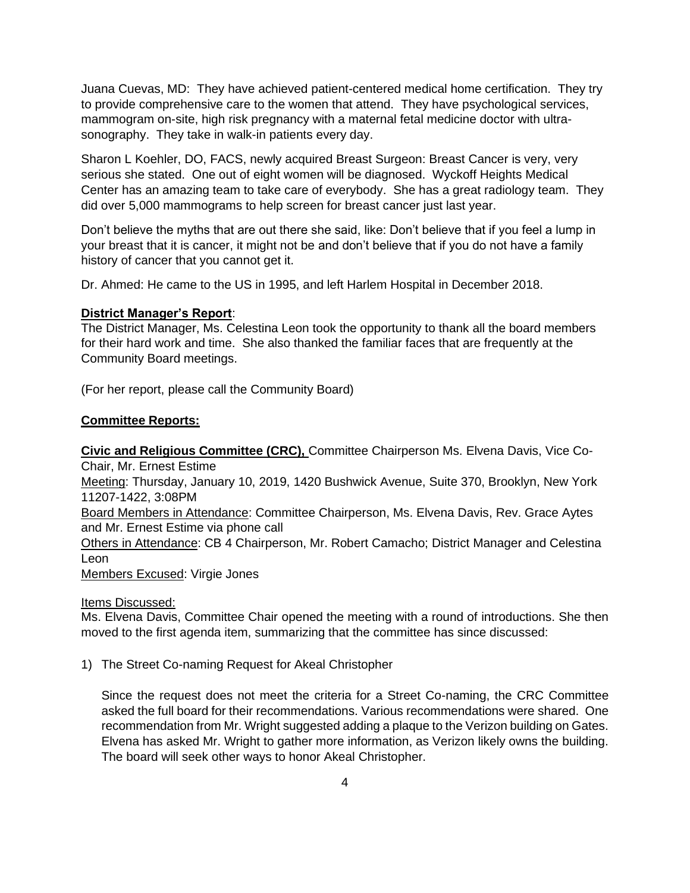Juana Cuevas, MD: They have achieved patient-centered medical home certification. They try to provide comprehensive care to the women that attend. They have psychological services, mammogram on-site, high risk pregnancy with a maternal fetal medicine doctor with ultra-sonography. They take in walk-in patients every day.

Sharon L Koehler, DO, FACS, newly acquired Breast Surgeon: Breast Cancer is very, very serious she stated. One out of eight women will be diagnosed. Wyckoff Heights Medical Center has an amazing team to take care of everybody. She has a great radiology team. They did over 5,000 mammograms to help screen for breast cancer just last year.

Don't believe the myths that are out there she said, like: Don't believe that if you feel a lump in your breast that it is cancer, it might not be and don't believe that if you do not have a family history of cancer that you cannot get it.

Dr. Ahmed: He came to the US in 1995, and left Harlem Hospital in December 2018.

**District Manager's Report**:

The District Manager, Ms. Celestina Leon took the opportunity to thank all the board members for their hard work and time. She also thanked the familiar faces that are frequently at the Community Board meetings.

(For her report, please call the Community Board)

**Committee Reports:**

**Civic and Religious Committee (CRC),** Committee Chairperson Ms. Elvena Davis, Vice Co-Chair, Mr. Ernest Estime

Meeting: Thursday, January 10, 2019, 1420 Bushwick Avenue, Suite 370, Brooklyn, New York 11207-1422, 3:08PM

Board Members in Attendance: Committee Chairperson, Ms. Elvena Davis, Rev. Grace Aytes and Mr. Ernest Estime via phone call

Others in Attendance: CB 4 Chairperson, Mr. Robert Camacho; District Manager and Celestina Leon

Members Excused: Virgie Jones

Items Discussed:

Ms. Elvena Davis, Committee Chair opened the meeting with a round of introductions. She then moved to the first agenda item, summarizing that the committee has since discussed:

1) The Street Co-naming Request for Akeal Christopher

   Since the request does not meet the criteria for a Street Co-naming, the CRC Committee asked the full board for their recommendations. Various recommendations were shared. One recommendation from Mr. Wright suggested adding a plaque to the Verizon building on Gates. Elvena has asked Mr. Wright to gather more information, as Verizon likely owns the building. The board will seek other ways to honor Akeal Christopher.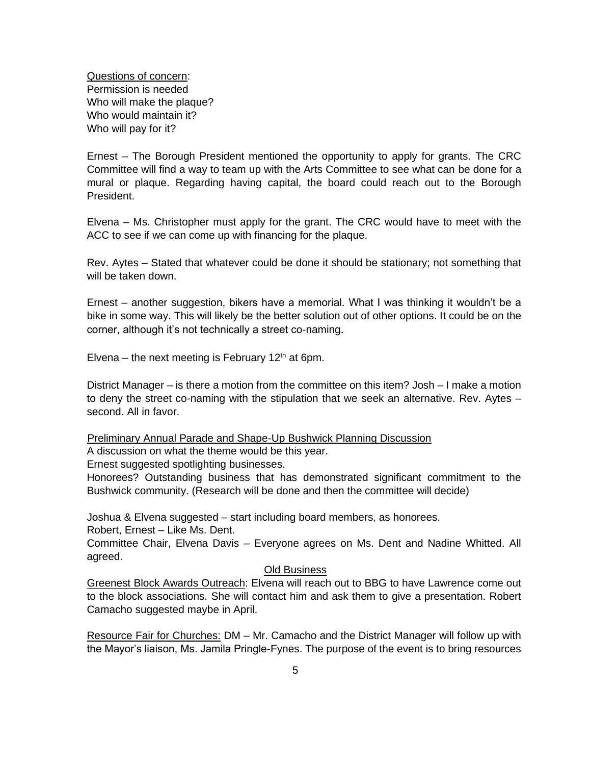<u>Questions of concern</u>:
Permission is needed
Who will make the plaque?
Who would maintain it?
Who will pay for it?

Ernest – The Borough President mentioned the opportunity to apply for grants. The CRC Committee will find a way to team up with the Arts Committee to see what can be done for a mural or plaque. Regarding having capital, the board could reach out to the Borough President.

Elvena – Ms. Christopher must apply for the grant. The CRC would have to meet with the ACC to see if we can come up with financing for the plaque.

Rev. Aytes – Stated that whatever could be done it should be stationary; not something that will be taken down.

Ernest – another suggestion, bikers have a memorial. What I was thinking it wouldn't be a bike in some way. This will likely be the better solution out of other options. It could be on the corner, although it's not technically a street co-naming.

Elvena – the next meeting is February 12th at 6pm.

District Manager – is there a motion from the committee on this item? Josh – I make a motion to deny the street co-naming with the stipulation that we seek an alternative. Rev. Aytes – second. All in favor.

<u>Preliminary Annual Parade and Shape-Up Bushwick Planning Discussion</u>
A discussion on what the theme would be this year.
Ernest suggested spotlighting businesses.
Honorees? Outstanding business that has demonstrated significant commitment to the Bushwick community. (Research will be done and then the committee will decide)

Joshua & Elvena suggested – start including board members, as honorees.
Robert, Ernest – Like Ms. Dent.
Committee Chair, Elvena Davis – Everyone agrees on Ms. Dent and Nadine Whitted. All agreed.

## <u>Old Business</u>

<u>Greenest Block Awards Outreach</u>: Elvena will reach out to BBG to have Lawrence come out to the block associations. She will contact him and ask them to give a presentation. Robert Camacho suggested maybe in April.

<u>Resource Fair for Churches:</u> DM – Mr. Camacho and the District Manager will follow up with the Mayor's liaison, Ms. Jamila Pringle-Fynes. The purpose of the event is to bring resources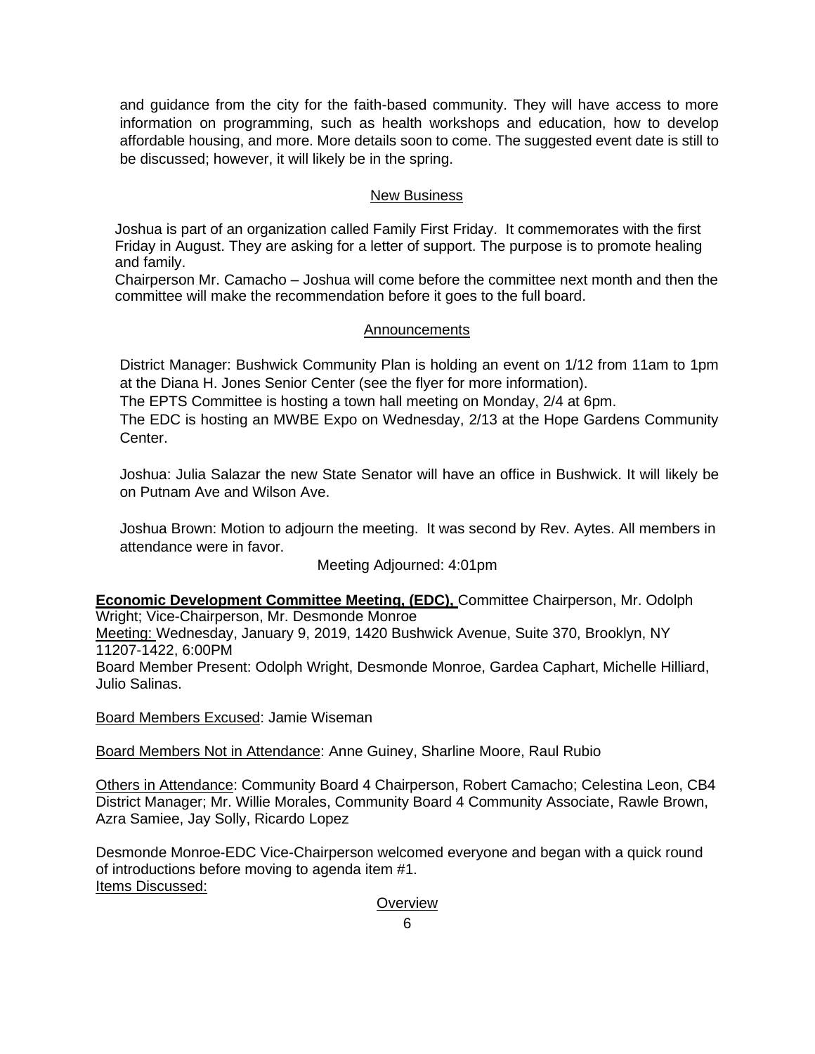and guidance from the city for the faith-based community. They will have access to more information on programming, such as health workshops and education, how to develop affordable housing, and more. More details soon to come. The suggested event date is still to be discussed; however, it will likely be in the spring.

<u>New Business</u>

Joshua is part of an organization called Family First Friday. It commemorates with the first Friday in August. They are asking for a letter of support. The purpose is to promote healing and family.
Chairperson Mr. Camacho – Joshua will come before the committee next month and then the committee will make the recommendation before it goes to the full board.

<u>Announcements</u>

District Manager: Bushwick Community Plan is holding an event on 1/12 from 11am to 1pm at the Diana H. Jones Senior Center (see the flyer for more information).
The EPTS Committee is hosting a town hall meeting on Monday, 2/4 at 6pm.
The EDC is hosting an MWBE Expo on Wednesday, 2/13 at the Hope Gardens Community Center.

Joshua: Julia Salazar the new State Senator will have an office in Bushwick. It will likely be on Putnam Ave and Wilson Ave.

Joshua Brown: Motion to adjourn the meeting. It was second by Rev. Aytes. All members in attendance were in favor.

Meeting Adjourned: 4:01pm

**<u>Economic Development Committee Meeting, (EDC),</u>** Committee Chairperson, Mr. Odolph Wright; Vice-Chairperson, Mr. Desmonde Monroe
<u>Meeting:</u> Wednesday, January 9, 2019, 1420 Bushwick Avenue, Suite 370, Brooklyn, NY 11207-1422, 6:00PM
Board Member Present: Odolph Wright, Desmonde Monroe, Gardea Caphart, Michelle Hilliard, Julio Salinas.

<u>Board Members Excused</u>: Jamie Wiseman

<u>Board Members Not in Attendance</u>: Anne Guiney, Sharline Moore, Raul Rubio

<u>Others in Attendance</u>: Community Board 4 Chairperson, Robert Camacho; Celestina Leon, CB4 District Manager; Mr. Willie Morales, Community Board 4 Community Associate, Rawle Brown, Azra Samiee, Jay Solly, Ricardo Lopez

Desmonde Monroe-EDC Vice-Chairperson welcomed everyone and began with a quick round of introductions before moving to agenda item #1.
<u>Items Discussed:</u>

<u>Overview</u>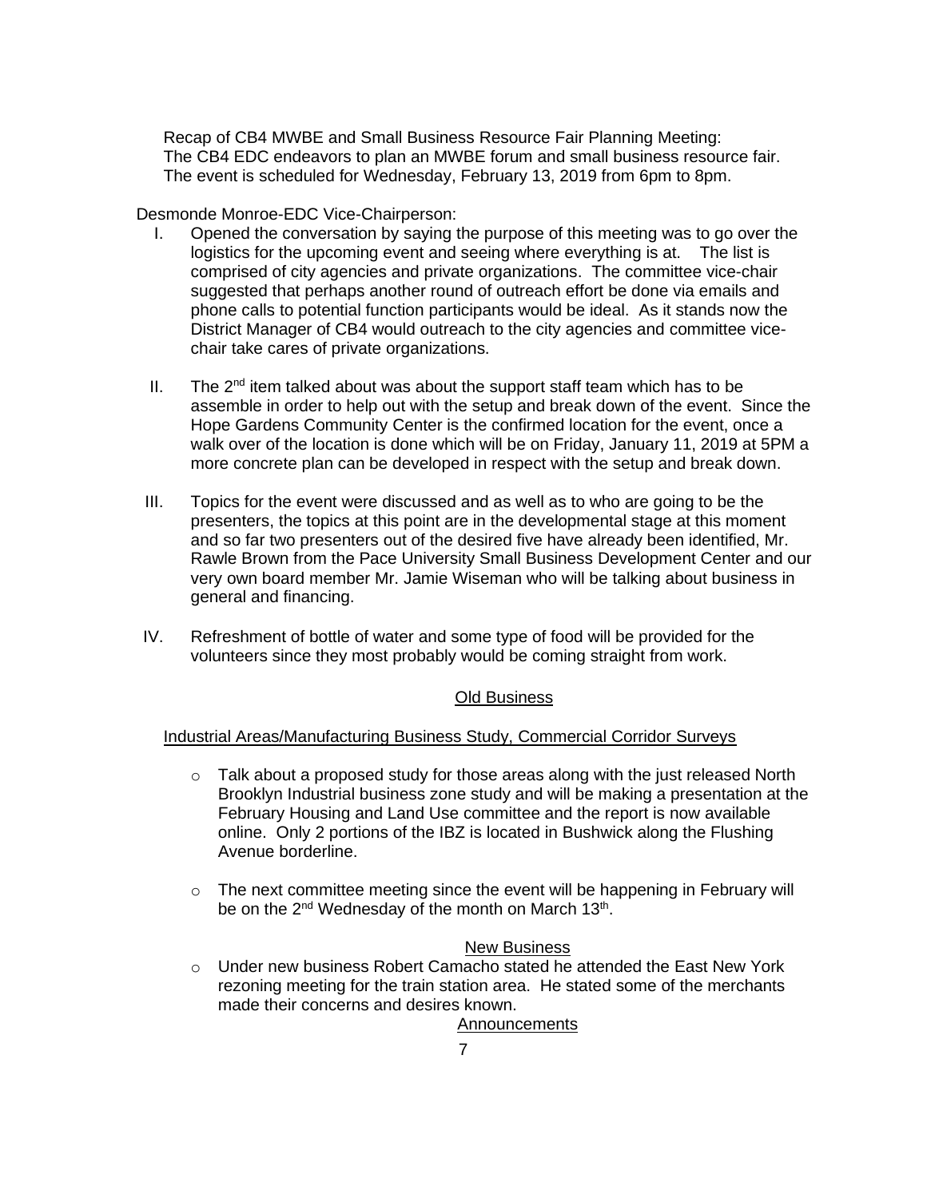Recap of CB4 MWBE and Small Business Resource Fair Planning Meeting:
The CB4 EDC endeavors to plan an MWBE forum and small business resource fair. The event is scheduled for Wednesday, February 13, 2019 from 6pm to 8pm.

Desmonde Monroe-EDC Vice-Chairperson:

I. Opened the conversation by saying the purpose of this meeting was to go over the logistics for the upcoming event and seeing where everything is at. The list is comprised of city agencies and private organizations. The committee vice-chair suggested that perhaps another round of outreach effort be done via emails and phone calls to potential function participants would be ideal. As it stands now the District Manager of CB4 would outreach to the city agencies and committee vice-chair take cares of private organizations.

II. The 2nd item talked about was about the support staff team which has to be assemble in order to help out with the setup and break down of the event. Since the Hope Gardens Community Center is the confirmed location for the event, once a walk over of the location is done which will be on Friday, January 11, 2019 at 5PM a more concrete plan can be developed in respect with the setup and break down.

III. Topics for the event were discussed and as well as to who are going to be the presenters, the topics at this point are in the developmental stage at this moment and so far two presenters out of the desired five have already been identified, Mr. Rawle Brown from the Pace University Small Business Development Center and our very own board member Mr. Jamie Wiseman who will be talking about business in general and financing.

IV. Refreshment of bottle of water and some type of food will be provided for the volunteers since they most probably would be coming straight from work.

## Old Business

### Industrial Areas/Manufacturing Business Study, Commercial Corridor Surveys

- Talk about a proposed study for those areas along with the just released North Brooklyn Industrial business zone study and will be making a presentation at the February Housing and Land Use committee and the report is now available online. Only 2 portions of the IBZ is located in Bushwick along the Flushing Avenue borderline.

- The next committee meeting since the event will be happening in February will be on the 2nd Wednesday of the month on March 13th.

## New Business

- Under new business Robert Camacho stated he attended the East New York rezoning meeting for the train station area. He stated some of the merchants made their concerns and desires known.

## Announcements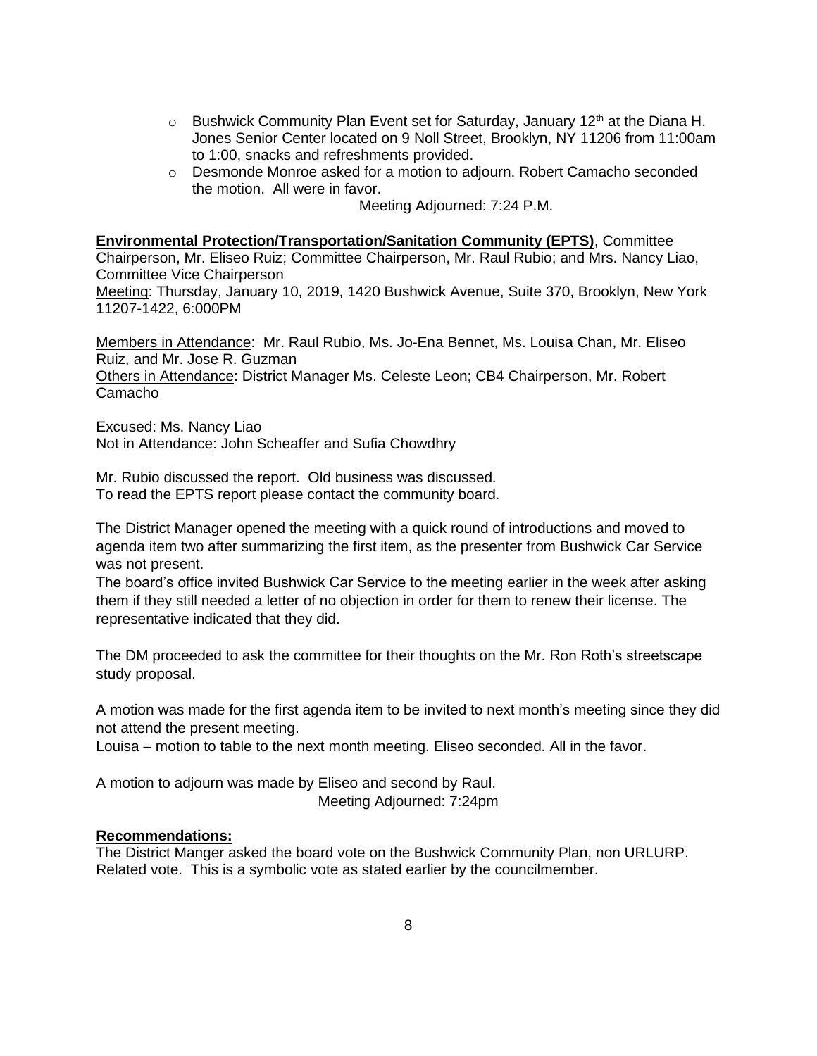- Bushwick Community Plan Event set for Saturday, January 12th at the Diana H. Jones Senior Center located on 9 Noll Street, Brooklyn, NY 11206 from 11:00am to 1:00, snacks and refreshments provided.
- Desmonde Monroe asked for a motion to adjourn. Robert Camacho seconded the motion. All were in favor.

Meeting Adjourned: 7:24 P.M.

**Environmental Protection/Transportation/Sanitation Community (EPTS)**, Committee Chairperson, Mr. Eliseo Ruiz; Committee Chairperson, Mr. Raul Rubio; and Mrs. Nancy Liao, Committee Vice Chairperson

Meeting: Thursday, January 10, 2019, 1420 Bushwick Avenue, Suite 370, Brooklyn, New York 11207-1422, 6:000PM

Members in Attendance: Mr. Raul Rubio, Ms. Jo-Ena Bennet, Ms. Louisa Chan, Mr. Eliseo Ruiz, and Mr. Jose R. Guzman

Others in Attendance: District Manager Ms. Celeste Leon; CB4 Chairperson, Mr. Robert Camacho

Excused: Ms. Nancy Liao

Not in Attendance: John Scheaffer and Sufia Chowdhry

Mr. Rubio discussed the report. Old business was discussed.
To read the EPTS report please contact the community board.

The District Manager opened the meeting with a quick round of introductions and moved to agenda item two after summarizing the first item, as the presenter from Bushwick Car Service was not present.
The board's office invited Bushwick Car Service to the meeting earlier in the week after asking them if they still needed a letter of no objection in order for them to renew their license. The representative indicated that they did.

The DM proceeded to ask the committee for their thoughts on the Mr. Ron Roth's streetscape study proposal.

A motion was made for the first agenda item to be invited to next month's meeting since they did not attend the present meeting.
Louisa – motion to table to the next month meeting. Eliseo seconded. All in the favor.

A motion to adjourn was made by Eliseo and second by Raul.

Meeting Adjourned: 7:24pm

**Recommendations:**

The District Manger asked the board vote on the Bushwick Community Plan, non URLURP. Related vote. This is a symbolic vote as stated earlier by the councilmember.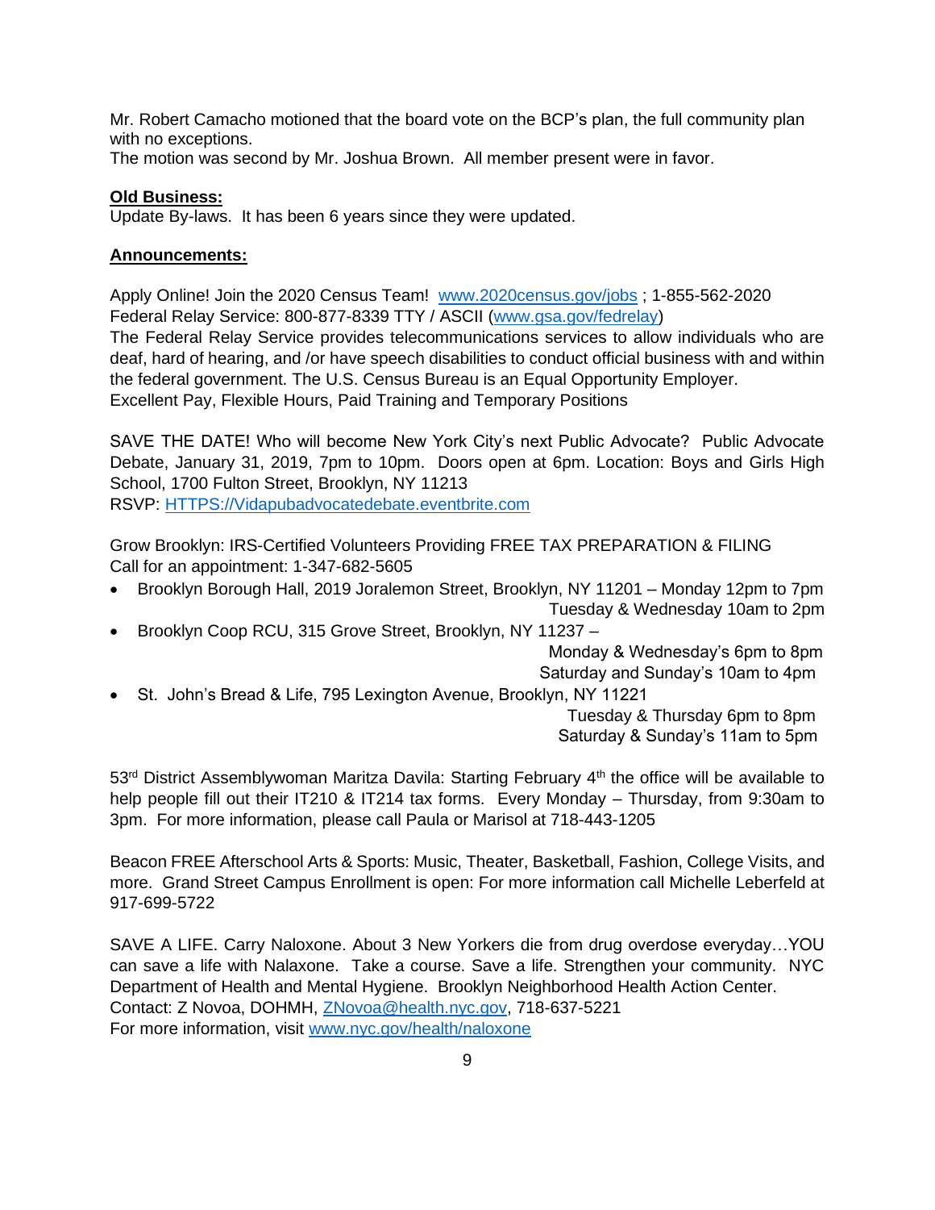Mr. Robert Camacho motioned that the board vote on the BCP's plan, the full community plan with no exceptions.
The motion was second by Mr. Joshua Brown. All member present were in favor.

**Old Business:**
Update By-laws. It has been 6 years since they were updated.

**Announcements:**

Apply Online! Join the 2020 Census Team! www.2020census.gov/jobs ; 1-855-562-2020
Federal Relay Service: 800-877-8339 TTY / ASCII (www.gsa.gov/fedrelay)
The Federal Relay Service provides telecommunications services to allow individuals who are deaf, hard of hearing, and /or have speech disabilities to conduct official business with and within the federal government. The U.S. Census Bureau is an Equal Opportunity Employer.
Excellent Pay, Flexible Hours, Paid Training and Temporary Positions

SAVE THE DATE! Who will become New York City's next Public Advocate? Public Advocate Debate, January 31, 2019, 7pm to 10pm. Doors open at 6pm. Location: Boys and Girls High School, 1700 Fulton Street, Brooklyn, NY 11213
RSVP: HTTPS://Vidapubadvocatedebate.eventbrite.com

Grow Brooklyn: IRS-Certified Volunteers Providing FREE TAX PREPARATION & FILING
Call for an appointment: 1-347-682-5605

- Brooklyn Borough Hall, 2019 Joralemon Street, Brooklyn, NY 11201 – Monday 12pm to 7pm
  Tuesday & Wednesday 10am to 2pm
- Brooklyn Coop RCU, 315 Grove Street, Brooklyn, NY 11237 –
  Monday & Wednesday's 6pm to 8pm
  Saturday and Sunday's 10am to 4pm
- St. John's Bread & Life, 795 Lexington Avenue, Brooklyn, NY 11221
  Tuesday & Thursday 6pm to 8pm
  Saturday & Sunday's 11am to 5pm

53rd District Assemblywoman Maritza Davila: Starting February 4th the office will be available to help people fill out their IT210 & IT214 tax forms. Every Monday – Thursday, from 9:30am to 3pm. For more information, please call Paula or Marisol at 718-443-1205

Beacon FREE Afterschool Arts & Sports: Music, Theater, Basketball, Fashion, College Visits, and more. Grand Street Campus Enrollment is open: For more information call Michelle Leberfeld at 917-699-5722

SAVE A LIFE. Carry Naloxone. About 3 New Yorkers die from drug overdose everyday…YOU can save a life with Nalaxone. Take a course. Save a life. Strengthen your community. NYC Department of Health and Mental Hygiene. Brooklyn Neighborhood Health Action Center.
Contact: Z Novoa, DOHMH, ZNovoa@health.nyc.gov, 718-637-5221
For more information, visit www.nyc.gov/health/naloxone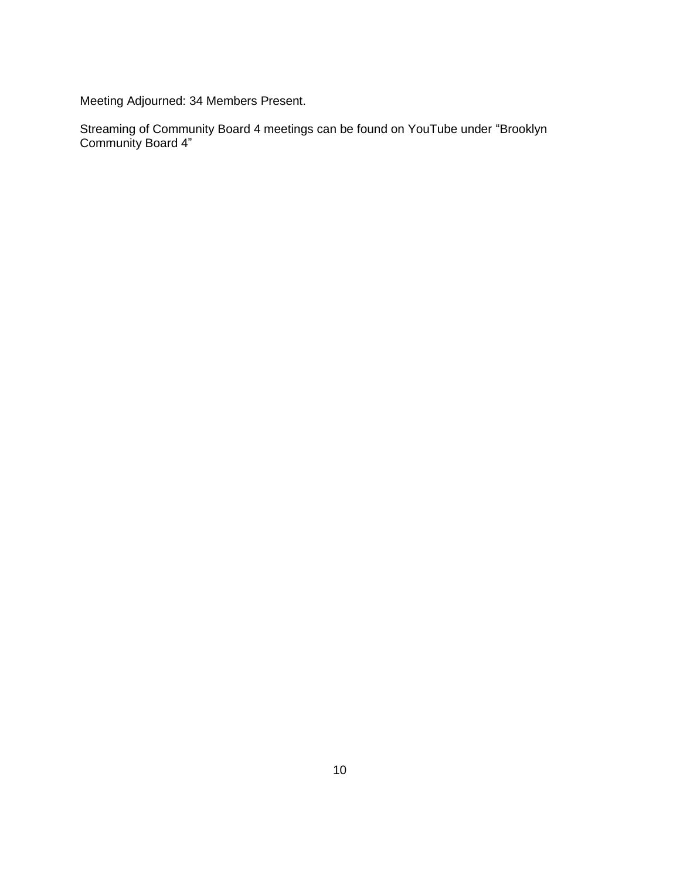Meeting Adjourned: 34 Members Present.

Streaming of Community Board 4 meetings can be found on YouTube under "Brooklyn Community Board 4"